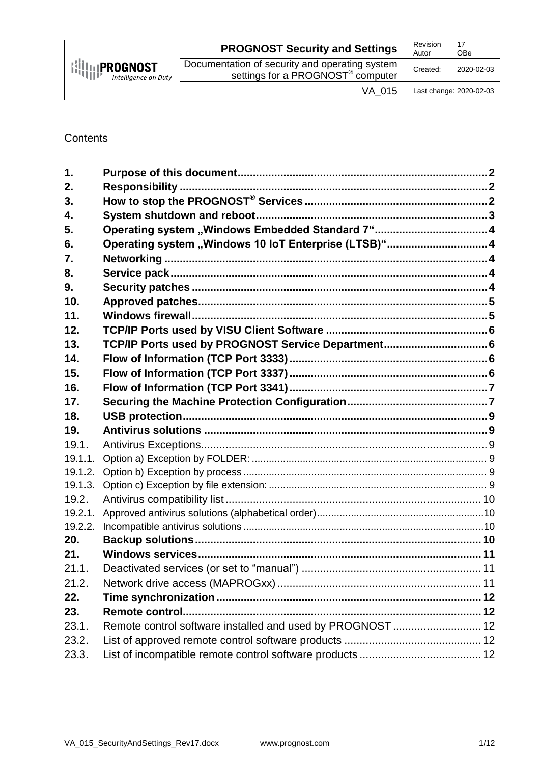| | PROGNOST Security and Settings | Revision 17 Autor OBe |
|---|---|---|
| PROGNOST Intelligence on Duty | Documentation of security and operating system settings for a PROGNOST® computer | Created: 2020-02-03 |
| | VA_015 | Last change: 2020-02-03 |

Contents

| | | |
|---|---|---|
| **1.** | **Purpose of this document** | **2** |
| **2.** | **Responsibility** | **2** |
| **3.** | **How to stop the PROGNOST® Services** | **2** |
| **4.** | **System shutdown and reboot** | **3** |
| **5.** | **Operating system „Windows Embedded Standard 7“** | **4** |
| **6.** | **Operating system „Windows 10 IoT Enterprise (LTSB)“** | **4** |
| **7.** | **Networking** | **4** |
| **8.** | **Service pack** | **4** |
| **9.** | **Security patches** | **4** |
| **10.** | **Approved patches** | **5** |
| **11.** | **Windows firewall** | **5** |
| **12.** | **TCP/IP Ports used by VISU Client Software** | **6** |
| **13.** | **TCP/IP Ports used by PROGNOST Service Department** | **6** |
| **14.** | **Flow of Information (TCP Port 3333)** | **6** |
| **15.** | **Flow of Information (TCP Port 3337)** | **6** |
| **16.** | **Flow of Information (TCP Port 3341)** | **7** |
| **17.** | **Securing the Machine Protection Configuration** | **7** |
| **18.** | **USB protection** | **9** |
| **19.** | **Antivirus solutions** | **9** |
| 19.1. | Antivirus Exceptions | 9 |
| 19.1.1. | Option a) Exception by FOLDER: | 9 |
| 19.1.2. | Option b) Exception by process | 9 |
| 19.1.3. | Option c) Exception by file extension: | 9 |
| 19.2. | Antivirus compatibility list | 10 |
| 19.2.1. | Approved antivirus solutions (alphabetical order) | 10 |
| 19.2.2. | Incompatible antivirus solutions | 10 |
| **20.** | **Backup solutions** | **10** |
| **21.** | **Windows services** | **11** |
| 21.1. | Deactivated services (or set to “manual”) | 11 |
| 21.2. | Network drive access (MAPROGxx) | 11 |
| **22.** | **Time synchronization** | **12** |
| **23.** | **Remote control** | **12** |
| 23.1. | Remote control software installed and used by PROGNOST | 12 |
| 23.2. | List of approved remote control software products | 12 |
| 23.3. | List of incompatible remote control software products | 12 |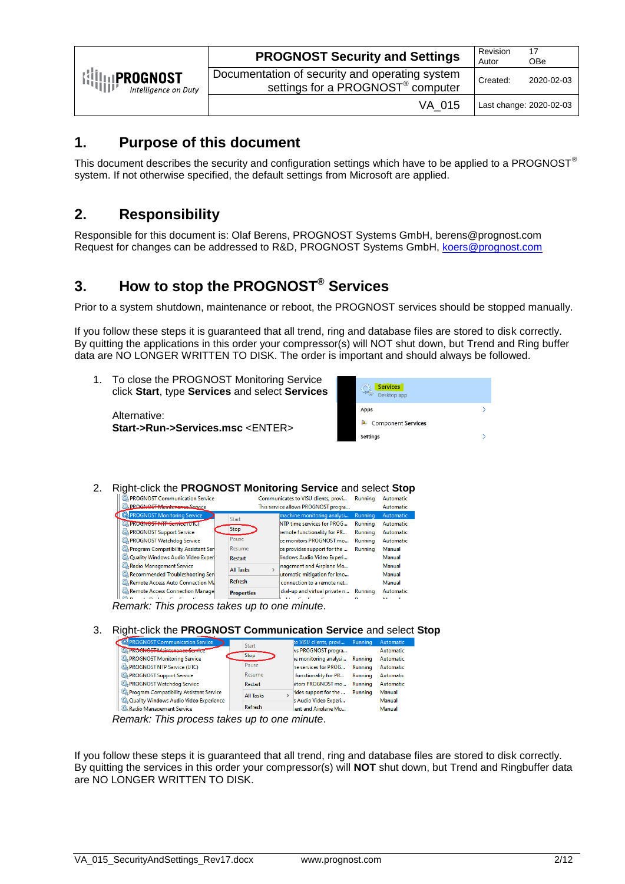| | PROGNOST Security and Settings | Revision 17<br>Autor OBe |
|---|---|---|
| PROGNOST Intelligence on Duty | Documentation of security and operating system settings for a PROGNOST® computer | Created: 2020-02-03 |
| | VA_015 | Last change: 2020-02-03 |

# 1. Purpose of this document

This document describes the security and configuration settings which have to be applied to a PROGNOST® system. If not otherwise specified, the default settings from Microsoft are applied.

# 2. Responsibility

Responsible for this document is: Olaf Berens, PROGNOST Systems GmbH, berens@prognost.com
Request for changes can be addressed to R&D, PROGNOST Systems GmbH, koers@prognost.com

# 3. How to stop the PROGNOST® Services

Prior to a system shutdown, maintenance or reboot, the PROGNOST services should be stopped manually.

If you follow these steps it is guaranteed that all trend, ring and database files are stored to disk correctly. By quitting the applications in this order your compressor(s) will NOT shut down, but Trend and Ring buffer data are NO LONGER WRITTEN TO DISK. The order is important and should always be followed.

1. To close the PROGNOST Monitoring Service click **Start**, type **Services** and select **Services**

   Alternative:
   **Start->Run->Services.msc** <ENTER>

2. Right-click the **PROGNOST Monitoring Service** and select **Stop**

   *Remark: This process takes up to one minute.*

3. Right-click the **PROGNOST Communication Service** and select **Stop**

   *Remark: This process takes up to one minute.*

If you follow these steps it is guaranteed that all trend, ring and database files are stored to disk correctly. By quitting the services in this order your compressor(s) will **NOT** shut down, but Trend and Ringbuffer data are NO LONGER WRITTEN TO DISK.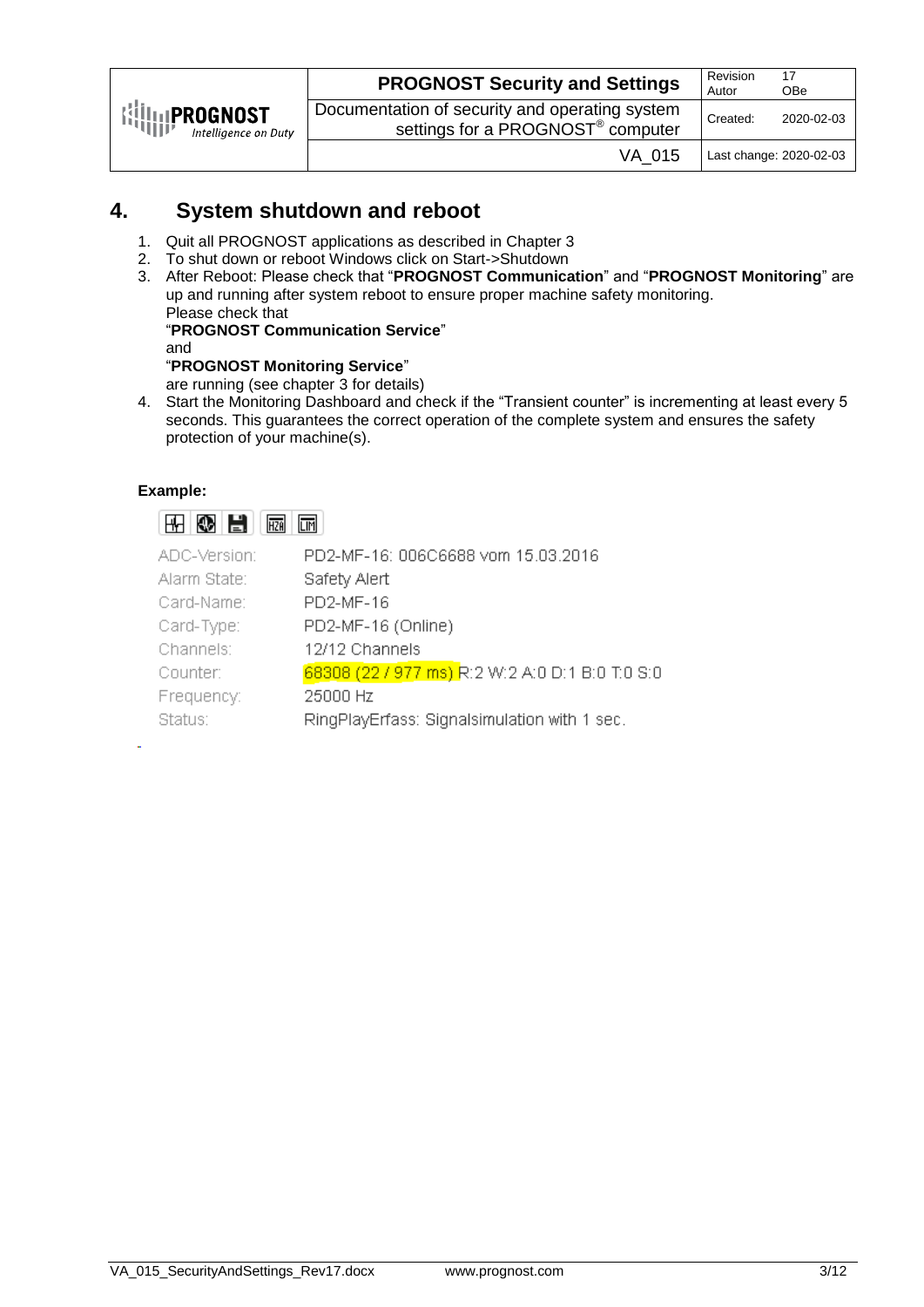# 4. System shutdown and reboot

1. Quit all PROGNOST applications as described in Chapter 3
2. To shut down or reboot Windows click on Start->Shutdown
3. After Reboot: Please check that "**PROGNOST Communication**" and "**PROGNOST Monitoring**" are up and running after system reboot to ensure proper machine safety monitoring.
   Please check that
   "**PROGNOST Communication Service**"
   and
   "**PROGNOST Monitoring Service**"
   are running (see chapter 3 for details)
4. Start the Monitoring Dashboard and check if the "Transient counter" is incrementing at least every 5 seconds. This guarantees the correct operation of the complete system and ensures the safety protection of your machine(s).

**Example:**

| | |
|---|---|
| ADC-Version: | PD2-MF-16: 006C6688 vom 15.03.2016 |
| Alarm State: | Safety Alert |
| Card-Name: | PD2-MF-16 |
| Card-Type: | PD2-MF-16 (Online) |
| Channels: | 12/12 Channels |
| Counter: | 68308 (22 / 977 ms) R:2 W:2 A:0 D:1 B:0 T:0 S:0 |
| Frequency: | 25000 Hz |
| Status: | RingPlayErfass: Signalsimulation with 1 sec. |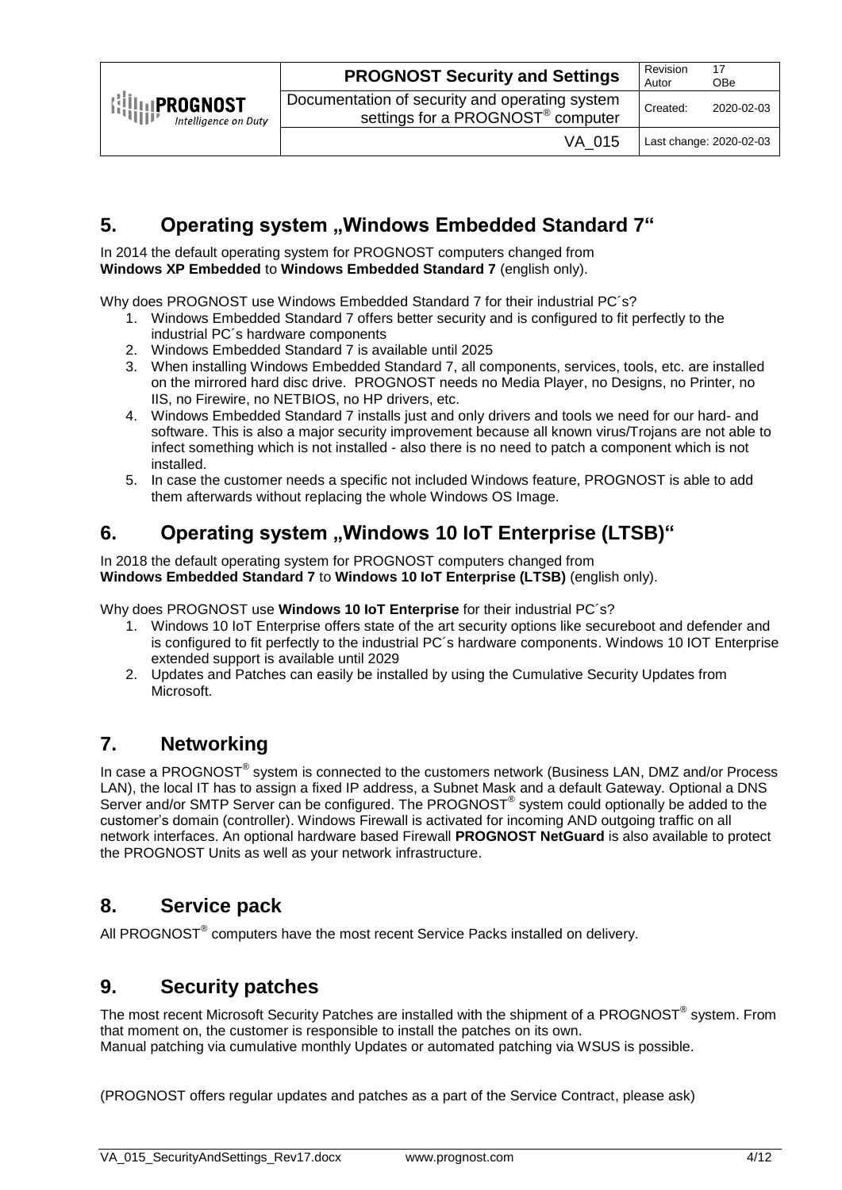## 5. Operating system „Windows Embedded Standard 7“

In 2014 the default operating system for PROGNOST computers changed from **Windows XP Embedded** to **Windows Embedded Standard 7** (english only).

Why does PROGNOST use Windows Embedded Standard 7 for their industrial PC´s?

1. Windows Embedded Standard 7 offers better security and is configured to fit perfectly to the industrial PC´s hardware components
2. Windows Embedded Standard 7 is available until 2025
3. When installing Windows Embedded Standard 7, all components, services, tools, etc. are installed on the mirrored hard disc drive. PROGNOST needs no Media Player, no Designs, no Printer, no IIS, no Firewire, no NETBIOS, no HP drivers, etc.
4. Windows Embedded Standard 7 installs just and only drivers and tools we need for our hard- and software. This is also a major security improvement because all known virus/Trojans are not able to infect something which is not installed - also there is no need to patch a component which is not installed.
5. In case the customer needs a specific not included Windows feature, PROGNOST is able to add them afterwards without replacing the whole Windows OS Image.

## 6. Operating system „Windows 10 IoT Enterprise (LTSB)“

In 2018 the default operating system for PROGNOST computers changed from **Windows Embedded Standard 7** to **Windows 10 IoT Enterprise (LTSB)** (english only).

Why does PROGNOST use **Windows 10 IoT Enterprise** for their industrial PC´s?

1. Windows 10 IoT Enterprise offers state of the art security options like secureboot and defender and is configured to fit perfectly to the industrial PC´s hardware components. Windows 10 IOT Enterprise extended support is available until 2029
2. Updates and Patches can easily be installed by using the Cumulative Security Updates from Microsoft.

## 7. Networking

In case a PROGNOST® system is connected to the customers network (Business LAN, DMZ and/or Process LAN), the local IT has to assign a fixed IP address, a Subnet Mask and a default Gateway. Optional a DNS Server and/or SMTP Server can be configured. The PROGNOST® system could optionally be added to the customer’s domain (controller). Windows Firewall is activated for incoming AND outgoing traffic on all network interfaces. An optional hardware based Firewall **PROGNOST NetGuard** is also available to protect the PROGNOST Units as well as your network infrastructure.

## 8. Service pack

All PROGNOST® computers have the most recent Service Packs installed on delivery.

## 9. Security patches

The most recent Microsoft Security Patches are installed with the shipment of a PROGNOST® system. From that moment on, the customer is responsible to install the patches on its own.
Manual patching via cumulative monthly Updates or automated patching via WSUS is possible.

(PROGNOST offers regular updates and patches as a part of the Service Contract, please ask)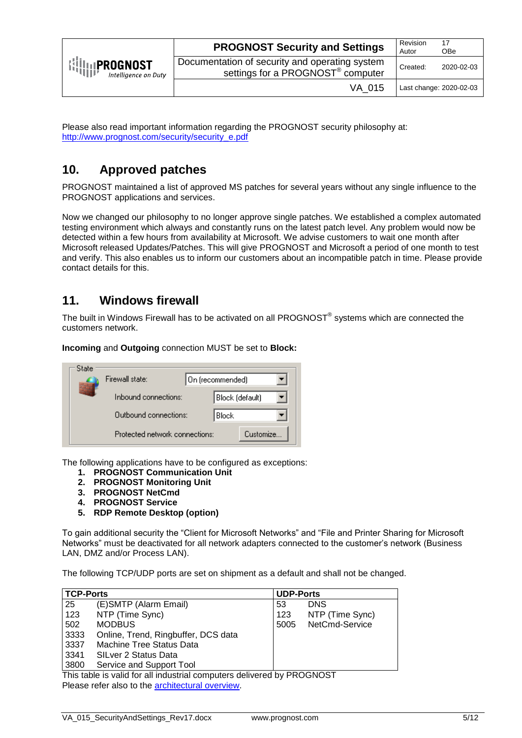Please also read important information regarding the PROGNOST security philosophy at:
[http://www.prognost.com/security/security_e.pdf](http://www.prognost.com/security/security_e.pdf)

# 10. Approved patches

PROGNOST maintained a list of approved MS patches for several years without any single influence to the PROGNOST applications and services.

Now we changed our philosophy to no longer approve single patches. We established a complex automated testing environment which always and constantly runs on the latest patch level. Any problem would now be detected within a few hours from availability at Microsoft. We advise customers to wait one month after Microsoft released Updates/Patches. This will give PROGNOST and Microsoft a period of one month to test and verify. This also enables us to inform our customers about an incompatible patch in time. Please provide contact details for this.

# 11. Windows firewall

The built in Windows Firewall has to be activated on all PROGNOST® systems which are connected the customers network.

**Incoming** and **Outgoing** connection MUST be set to **Block:**

State
Firewall state: On (recommended)
Inbound connections: Block (default)
Outbound connections: Block
Protected network connections: Customize...

The following applications have to be configured as exceptions:

1. **PROGNOST Communication Unit**
2. **PROGNOST Monitoring Unit**
3. **PROGNOST NetCmd**
4. **PROGNOST Service**
5. **RDP Remote Desktop (option)**

To gain additional security the “Client for Microsoft Networks” and “File and Printer Sharing for Microsoft Networks” must be deactivated for all network adapters connected to the customer’s network (Business LAN, DMZ and/or Process LAN).

The following TCP/UDP ports are set on shipment as a default and shall not be changed.

| **TCP-Ports** | | **UDP-Ports** | |
|---|---|---|---|
| 25 | (E)SMTP (Alarm Email) | 53 | DNS |
| 123 | NTP (Time Sync) | 123 | NTP (Time Sync) |
| 502 | MODBUS | 5005 | NetCmd-Service |
| 3333 | Online, Trend, Ringbuffer, DCS data | | |
| 3337 | Machine Tree Status Data | | |
| 3341 | SILver 2 Status Data | | |
| 3800 | Service and Support Tool | | |

This table is valid for all industrial computers delivered by PROGNOST
Please refer also to the architectural overview.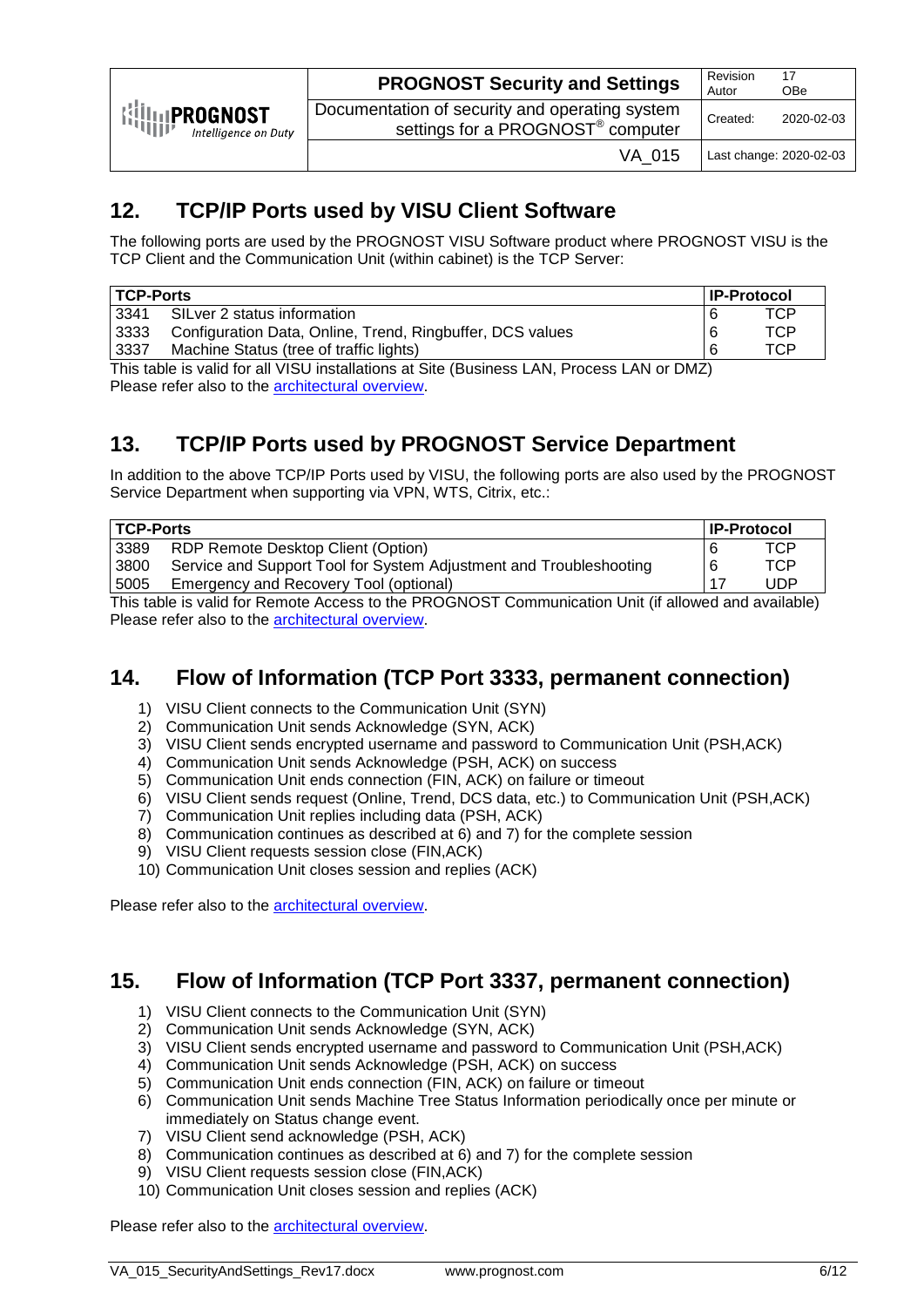## 12. TCP/IP Ports used by VISU Client Software

The following ports are used by the PROGNOST VISU Software product where PROGNOST VISU is the TCP Client and the Communication Unit (within cabinet) is the TCP Server:

| TCP-Ports | | IP-Protocol | |
|---|---|---|---|
| 3341 | SILver 2 status information | 6 | TCP |
| 3333 | Configuration Data, Online, Trend, Ringbuffer, DCS values | 6 | TCP |
| 3337 | Machine Status (tree of traffic lights) | 6 | TCP |

This table is valid for all VISU installations at Site (Business LAN, Process LAN or DMZ)
Please refer also to the architectural overview.

## 13. TCP/IP Ports used by PROGNOST Service Department

In addition to the above TCP/IP Ports used by VISU, the following ports are also used by the PROGNOST Service Department when supporting via VPN, WTS, Citrix, etc.:

| TCP-Ports | | IP-Protocol | |
|---|---|---|---|
| 3389 | RDP Remote Desktop Client (Option) | 6 | TCP |
| 3800 | Service and Support Tool for System Adjustment and Troubleshooting | 6 | TCP |
| 5005 | Emergency and Recovery Tool (optional) | 17 | UDP |

This table is valid for Remote Access to the PROGNOST Communication Unit (if allowed and available)
Please refer also to the architectural overview.

## 14. Flow of Information (TCP Port 3333, permanent connection)

1) VISU Client connects to the Communication Unit (SYN)
2) Communication Unit sends Acknowledge (SYN, ACK)
3) VISU Client sends encrypted username and password to Communication Unit (PSH,ACK)
4) Communication Unit sends Acknowledge (PSH, ACK) on success
5) Communication Unit ends connection (FIN, ACK) on failure or timeout
6) VISU Client sends request (Online, Trend, DCS data, etc.) to Communication Unit (PSH,ACK)
7) Communication Unit replies including data (PSH, ACK)
8) Communication continues as described at 6) and 7) for the complete session
9) VISU Client requests session close (FIN,ACK)
10) Communication Unit closes session and replies (ACK)

Please refer also to the architectural overview.

## 15. Flow of Information (TCP Port 3337, permanent connection)

1) VISU Client connects to the Communication Unit (SYN)
2) Communication Unit sends Acknowledge (SYN, ACK)
3) VISU Client sends encrypted username and password to Communication Unit (PSH,ACK)
4) Communication Unit sends Acknowledge (PSH, ACK) on success
5) Communication Unit ends connection (FIN, ACK) on failure or timeout
6) Communication Unit sends Machine Tree Status Information periodically once per minute or immediately on Status change event.
7) VISU Client send acknowledge (PSH, ACK)
8) Communication continues as described at 6) and 7) for the complete session
9) VISU Client requests session close (FIN,ACK)
10) Communication Unit closes session and replies (ACK)

Please refer also to the architectural overview.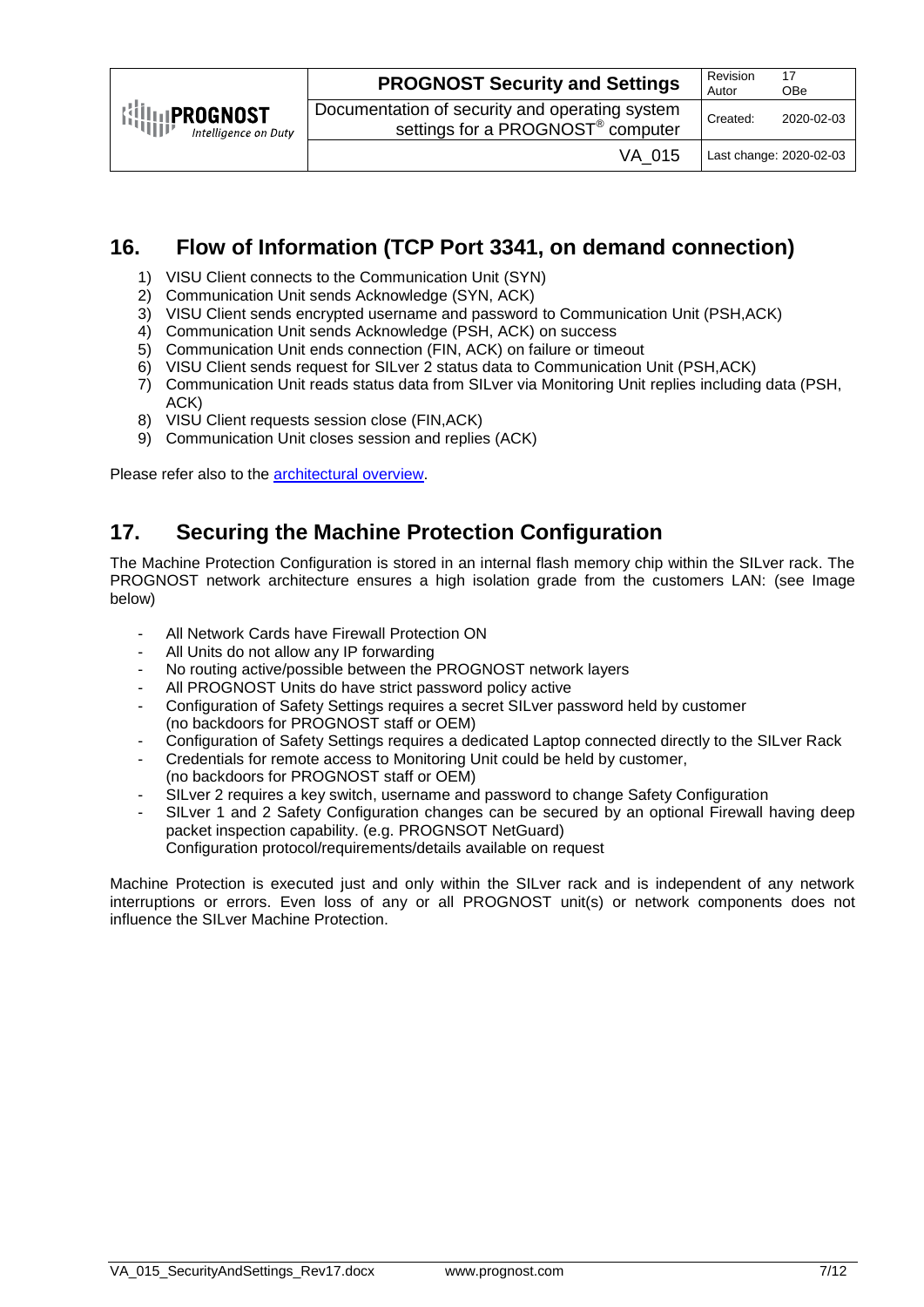## 16. Flow of Information (TCP Port 3341, on demand connection)

1) VISU Client connects to the Communication Unit (SYN)
2) Communication Unit sends Acknowledge (SYN, ACK)
3) VISU Client sends encrypted username and password to Communication Unit (PSH,ACK)
4) Communication Unit sends Acknowledge (PSH, ACK) on success
5) Communication Unit ends connection (FIN, ACK) on failure or timeout
6) VISU Client sends request for SILver 2 status data to Communication Unit (PSH,ACK)
7) Communication Unit reads status data from SILver via Monitoring Unit replies including data (PSH, ACK)
8) VISU Client requests session close (FIN,ACK)
9) Communication Unit closes session and replies (ACK)

Please refer also to the architectural overview.

## 17. Securing the Machine Protection Configuration

The Machine Protection Configuration is stored in an internal flash memory chip within the SILver rack. The PROGNOST network architecture ensures a high isolation grade from the customers LAN: (see Image below)

- All Network Cards have Firewall Protection ON
- All Units do not allow any IP forwarding
- No routing active/possible between the PROGNOST network layers
- All PROGNOST Units do have strict password policy active
- Configuration of Safety Settings requires a secret SILver password held by customer
  (no backdoors for PROGNOST staff or OEM)
- Configuration of Safety Settings requires a dedicated Laptop connected directly to the SILver Rack
- Credentials for remote access to Monitoring Unit could be held by customer,
  (no backdoors for PROGNOST staff or OEM)
- SILver 2 requires a key switch, username and password to change Safety Configuration
- SILver 1 and 2 Safety Configuration changes can be secured by an optional Firewall having deep packet inspection capability. (e.g. PROGNSOT NetGuard)
  Configuration protocol/requirements/details available on request

Machine Protection is executed just and only within the SILver rack and is independent of any network interruptions or errors. Even loss of any or all PROGNOST unit(s) or network components does not influence the SILver Machine Protection.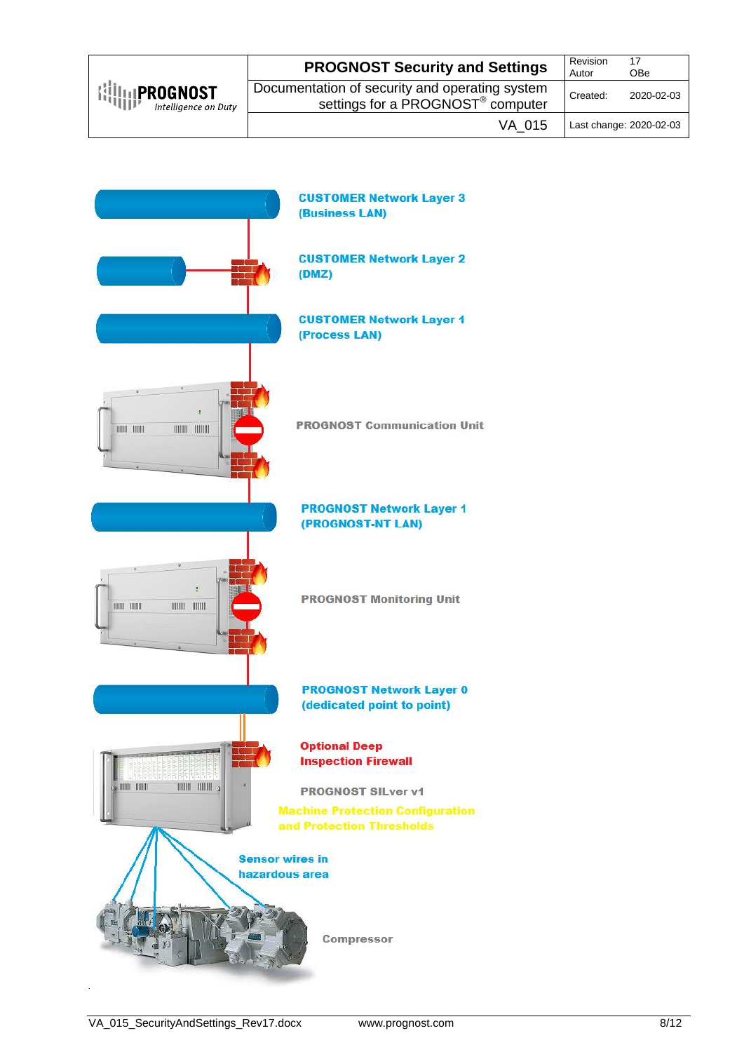CUSTOMER Network Layer 3
(Business LAN)

CUSTOMER Network Layer 2
(DMZ)

CUSTOMER Network Layer 1
(Process LAN)

PROGNOST Communication Unit

PROGNOST Network Layer 1
(PROGNOST-NT LAN)

PROGNOST Monitoring Unit

PROGNOST Network Layer 0
(dedicated point to point)

Optional Deep
Inspection Firewall

PROGNOST SILver v1

Machine Protection Configuration
and Protection Thresholds

Sensor wires in
hazardous area

Compressor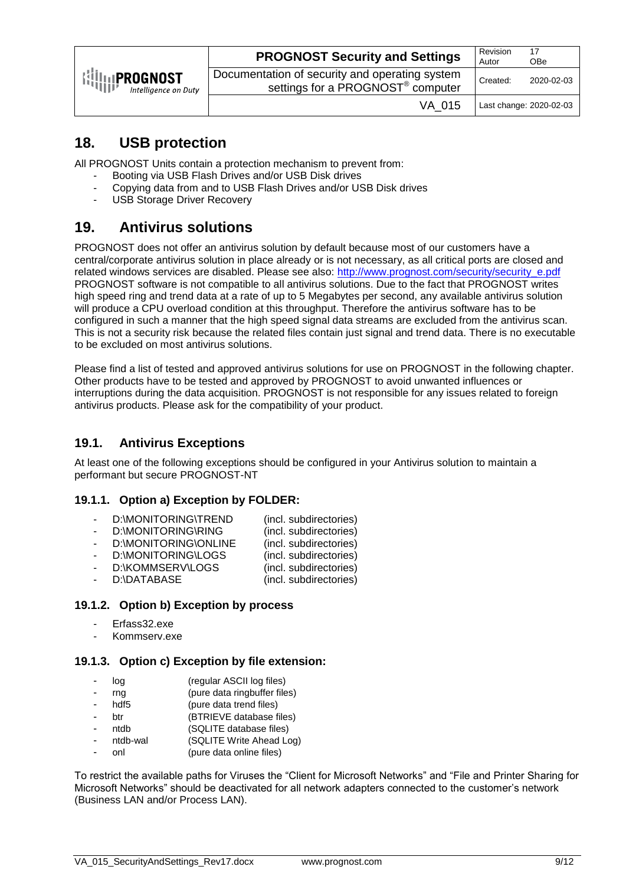# 18. USB protection

All PROGNOST Units contain a protection mechanism to prevent from:

- Booting via USB Flash Drives and/or USB Disk drives
- Copying data from and to USB Flash Drives and/or USB Disk drives
- USB Storage Driver Recovery

# 19. Antivirus solutions

PROGNOST does not offer an antivirus solution by default because most of our customers have a central/corporate antivirus solution in place already or is not necessary, as all critical ports are closed and related windows services are disabled. Please see also: http://www.prognost.com/security/security_e.pdf PROGNOST software is not compatible to all antivirus solutions. Due to the fact that PROGNOST writes high speed ring and trend data at a rate of up to 5 Megabytes per second, any available antivirus solution will produce a CPU overload condition at this throughput. Therefore the antivirus software has to be configured in such a manner that the high speed signal data streams are excluded from the antivirus scan. This is not a security risk because the related files contain just signal and trend data. There is no executable to be excluded on most antivirus solutions.

Please find a list of tested and approved antivirus solutions for use on PROGNOST in the following chapter. Other products have to be tested and approved by PROGNOST to avoid unwanted influences or interruptions during the data acquisition. PROGNOST is not responsible for any issues related to foreign antivirus products. Please ask for the compatibility of your product.

## 19.1. Antivirus Exceptions

At least one of the following exceptions should be configured in your Antivirus solution to maintain a performant but secure PROGNOST-NT

### 19.1.1. Option a) Exception by FOLDER:

- D:\MONITORING\TREND (incl. subdirectories)
- D:\MONITORING\RING (incl. subdirectories)
- D:\MONITORING\ONLINE (incl. subdirectories)
- D:\MONITORING\LOGS (incl. subdirectories)
- D:\KOMMSERV\LOGS (incl. subdirectories)
- D:\DATABASE (incl. subdirectories)

### 19.1.2. Option b) Exception by process

- Erfass32.exe
- Kommserv.exe

### 19.1.3. Option c) Exception by file extension:

- log (regular ASCII log files)
- rng (pure data ringbuffer files)
- hdf5 (pure data trend files)
- btr (BTRIEVE database files)
- ntdb (SQLITE database files)
- ntdb-wal (SQLITE Write Ahead Log)
- onl (pure data online files)

To restrict the available paths for Viruses the “Client for Microsoft Networks” and “File and Printer Sharing for Microsoft Networks” should be deactivated for all network adapters connected to the customer’s network (Business LAN and/or Process LAN).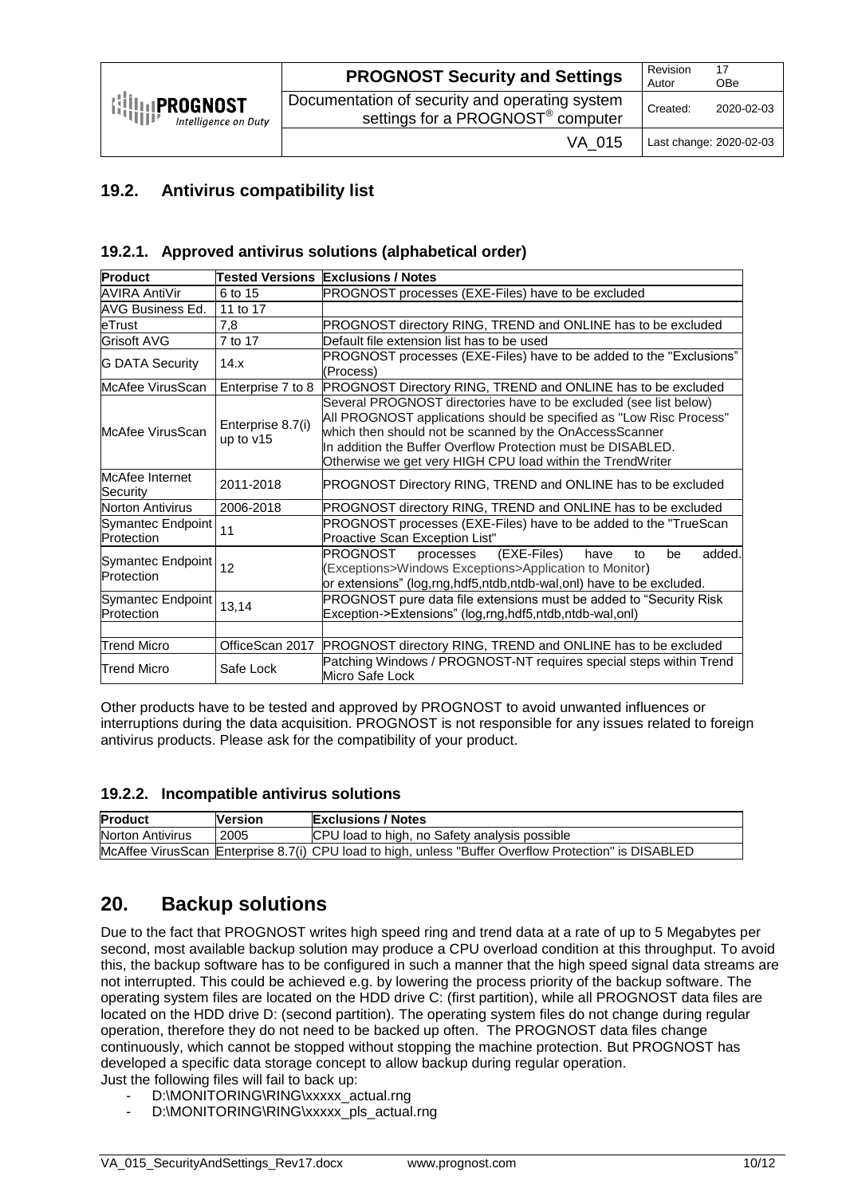## 19.2. Antivirus compatibility list

### 19.2.1. Approved antivirus solutions (alphabetical order)

| Product | Tested Versions | Exclusions / Notes |
|---|---|---|
| AVIRA AntiVir | 6 to 15 | PROGNOST processes (EXE-Files) have to be excluded |
| AVG Business Ed. | 11 to 17 | |
| eTrust | 7,8 | PROGNOST directory RING, TREND and ONLINE has to be excluded |
| Grisoft AVG | 7 to 17 | Default file extension list has to be used |
| G DATA Security | 14.x | PROGNOST processes (EXE-Files) have to be added to the "Exclusions" (Process) |
| McAfee VirusScan | Enterprise 7 to 8 | PROGNOST Directory RING, TREND and ONLINE has to be excluded |
| McAfee VirusScan | Enterprise 8.7(i) up to v15 | Several PROGNOST directories have to be excluded (see list below) All PROGNOST applications should be specified as "Low Risc Process" which then should not be scanned by the OnAccessScanner In addition the Buffer Overflow Protection must be DISABLED. Otherwise we get very HIGH CPU load within the TrendWriter |
| McAfee Internet Security | 2011-2018 | PROGNOST Directory RING, TREND and ONLINE has to be excluded |
| Norton Antivirus | 2006-2018 | PROGNOST directory RING, TREND and ONLINE has to be excluded |
| Symantec Endpoint Protection | 11 | PROGNOST processes (EXE-Files) have to be added to the "TrueScan Proactive Scan Exception List" |
| Symantec Endpoint Protection | 12 | PROGNOST processes (EXE-Files) have to be added. (Exceptions>Windows Exceptions>Application to Monitor) or extensions" (log,rng,hdf5,ntdb,ntdb-wal,onl) have to be excluded. |
| Symantec Endpoint Protection | 13,14 | PROGNOST pure data file extensions must be added to "Security Risk Exception->Extensions" (log,rng,hdf5,ntdb,ntdb-wal,onl) |
| | | |
| Trend Micro | OfficeScan 2017 | PROGNOST directory RING, TREND and ONLINE has to be excluded |
| Trend Micro | Safe Lock | Patching Windows / PROGNOST-NT requires special steps within Trend Micro Safe Lock |

Other products have to be tested and approved by PROGNOST to avoid unwanted influences or interruptions during the data acquisition. PROGNOST is not responsible for any issues related to foreign antivirus products. Please ask for the compatibility of your product.

### 19.2.2. Incompatible antivirus solutions

| Product | Version | Exclusions / Notes |
|---|---|---|
| Norton Antivirus | 2005 | CPU load to high, no Safety analysis possible |
| McAffee VirusScan | Enterprise 8.7(i) | CPU load to high, unless "Buffer Overflow Protection" is DISABLED |

# 20. Backup solutions

Due to the fact that PROGNOST writes high speed ring and trend data at a rate of up to 5 Megabytes per second, most available backup solution may produce a CPU overload condition at this throughput. To avoid this, the backup software has to be configured in such a manner that the high speed signal data streams are not interrupted. This could be achieved e.g. by lowering the process priority of the backup software. The operating system files are located on the HDD drive C: (first partition), while all PROGNOST data files are located on the HDD drive D: (second partition). The operating system files do not change during regular operation, therefore they do not need to be backed up often. The PROGNOST data files change continuously, which cannot be stopped without stopping the machine protection. But PROGNOST has developed a specific data storage concept to allow backup during regular operation.
Just the following files will fail to back up:

- D:\MONITORING\RING\xxxxx_actual.rng
- D:\MONITORING\RING\xxxxx_pls_actual.rng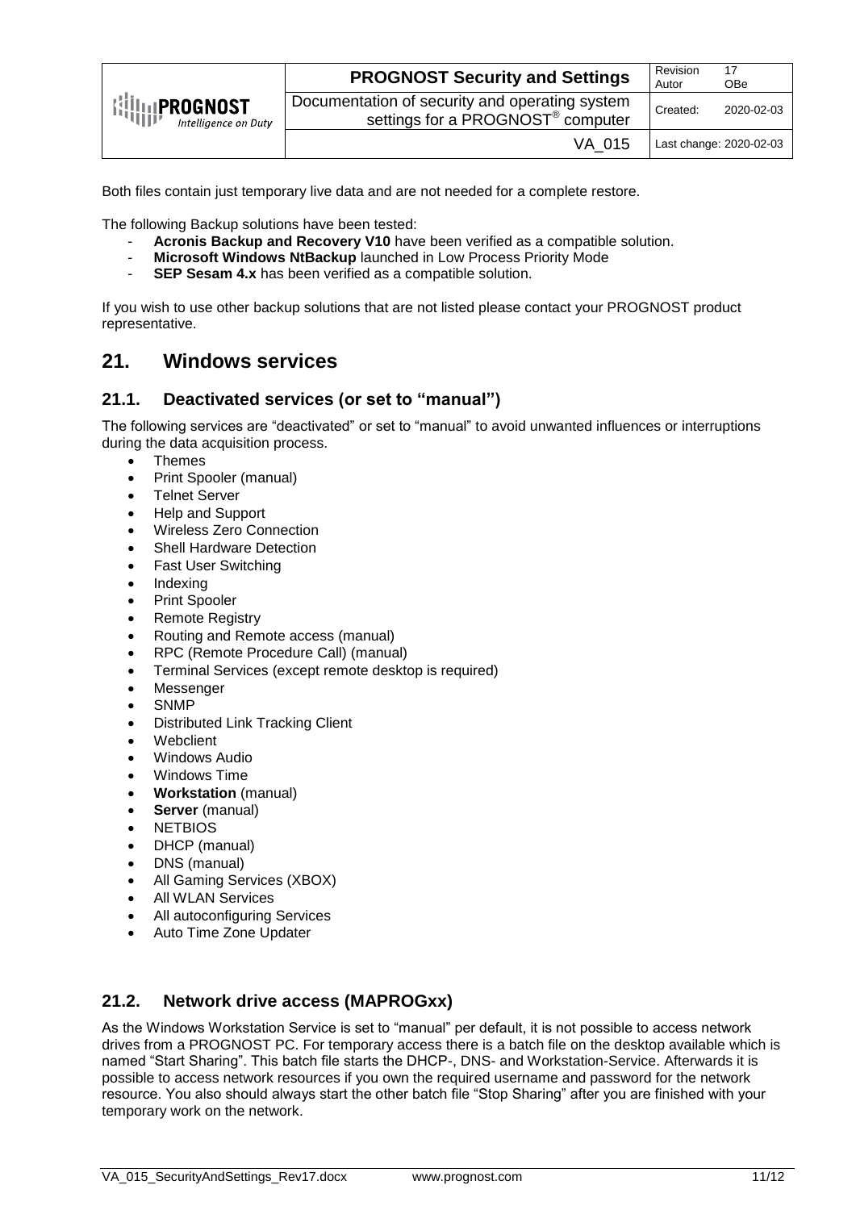Both files contain just temporary live data and are not needed for a complete restore.

The following Backup solutions have been tested:

- **Acronis Backup and Recovery V10** have been verified as a compatible solution.
- **Microsoft Windows NtBackup** launched in Low Process Priority Mode
- **SEP Sesam 4.x** has been verified as a compatible solution.

If you wish to use other backup solutions that are not listed please contact your PROGNOST product representative.

# 21. Windows services

## 21.1. Deactivated services (or set to "manual")

The following services are "deactivated" or set to "manual" to avoid unwanted influences or interruptions during the data acquisition process.

- Themes
- Print Spooler (manual)
- Telnet Server
- Help and Support
- Wireless Zero Connection
- Shell Hardware Detection
- Fast User Switching
- Indexing
- Print Spooler
- Remote Registry
- Routing and Remote access (manual)
- RPC (Remote Procedure Call) (manual)
- Terminal Services (except remote desktop is required)
- Messenger
- SNMP
- Distributed Link Tracking Client
- Webclient
- Windows Audio
- Windows Time
- **Workstation** (manual)
- **Server** (manual)
- NETBIOS
- DHCP (manual)
- DNS (manual)
- All Gaming Services (XBOX)
- All WLAN Services
- All autoconfiguring Services
- Auto Time Zone Updater

## 21.2. Network drive access (MAPROGxx)

As the Windows Workstation Service is set to "manual" per default, it is not possible to access network drives from a PROGNOST PC. For temporary access there is a batch file on the desktop available which is named "Start Sharing". This batch file starts the DHCP-, DNS- and Workstation-Service. Afterwards it is possible to access network resources if you own the required username and password for the network resource. You also should always start the other batch file "Stop Sharing" after you are finished with your temporary work on the network.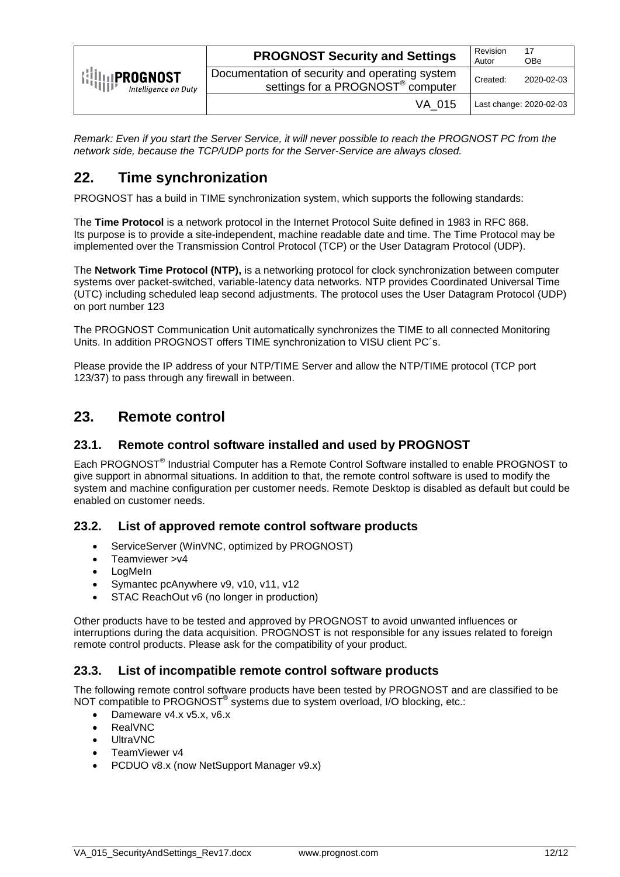*Remark: Even if you start the Server Service, it will never possible to reach the PROGNOST PC from the network side, because the TCP/UDP ports for the Server-Service are always closed.*

## 22. Time synchronization

PROGNOST has a build in TIME synchronization system, which supports the following standards:

The **Time Protocol** is a network protocol in the Internet Protocol Suite defined in 1983 in RFC 868. Its purpose is to provide a site-independent, machine readable date and time. The Time Protocol may be implemented over the Transmission Control Protocol (TCP) or the User Datagram Protocol (UDP).

The **Network Time Protocol (NTP),** is a networking protocol for clock synchronization between computer systems over packet-switched, variable-latency data networks. NTP provides Coordinated Universal Time (UTC) including scheduled leap second adjustments. The protocol uses the User Datagram Protocol (UDP) on port number 123

The PROGNOST Communication Unit automatically synchronizes the TIME to all connected Monitoring Units. In addition PROGNOST offers TIME synchronization to VISU client PC´s.

Please provide the IP address of your NTP/TIME Server and allow the NTP/TIME protocol (TCP port 123/37) to pass through any firewall in between.

## 23. Remote control

### 23.1. Remote control software installed and used by PROGNOST

Each PROGNOST® Industrial Computer has a Remote Control Software installed to enable PROGNOST to give support in abnormal situations. In addition to that, the remote control software is used to modify the system and machine configuration per customer needs. Remote Desktop is disabled as default but could be enabled on customer needs.

### 23.2. List of approved remote control software products

- ServiceServer (WinVNC, optimized by PROGNOST)
- Teamviewer >v4
- LogMeIn
- Symantec pcAnywhere v9, v10, v11, v12
- STAC ReachOut v6 (no longer in production)

Other products have to be tested and approved by PROGNOST to avoid unwanted influences or interruptions during the data acquisition. PROGNOST is not responsible for any issues related to foreign remote control products. Please ask for the compatibility of your product.

### 23.3. List of incompatible remote control software products

The following remote control software products have been tested by PROGNOST and are classified to be NOT compatible to PROGNOST® systems due to system overload, I/O blocking, etc.:

- Dameware v4.x v5.x, v6.x
- RealVNC
- UltraVNC
- TeamViewer v4
- PCDUO v8.x (now NetSupport Manager v9.x)